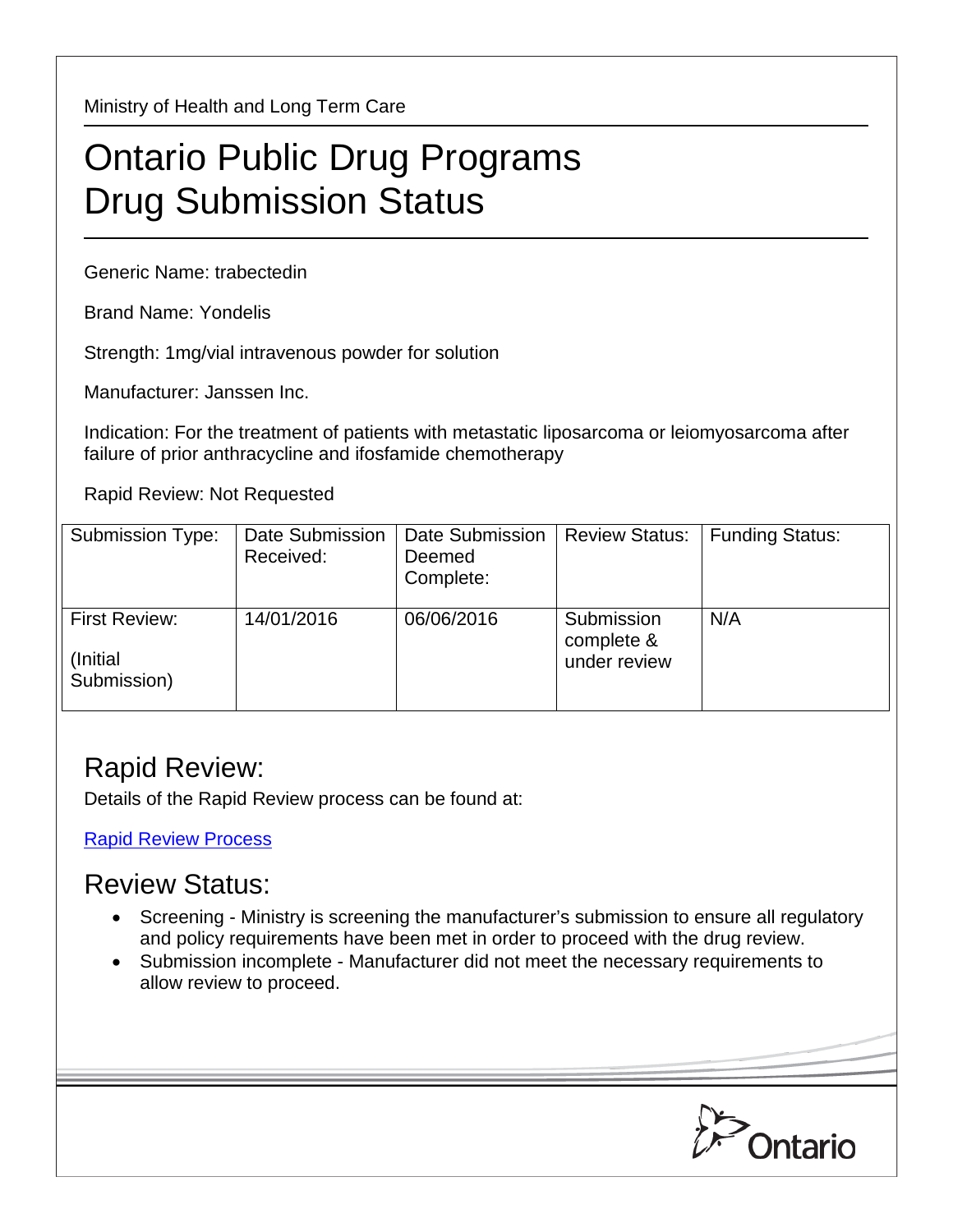Ministry of Health and Long Term Care

# Ontario Public Drug Programs Drug Submission Status

Generic Name: trabectedin

Brand Name: Yondelis

Strength: 1mg/vial intravenous powder for solution

Manufacturer: Janssen Inc.

Indication: For the treatment of patients with metastatic liposarcoma or leiomyosarcoma after failure of prior anthracycline and ifosfamide chemotherapy

Rapid Review: Not Requested

| Submission Type: | Date Submission Received: | Date Submission Deemed Complete: | Review Status: | Funding Status: |
|---|---|---|---|---|
| First Review: (Initial Submission) | 14/01/2016 | 06/06/2016 | Submission complete & under review | N/A |

## Rapid Review:

Details of the Rapid Review process can be found at:

[Rapid Review Process]

## Review Status:

- Screening - Ministry is screening the manufacturer's submission to ensure all regulatory and policy requirements have been met in order to proceed with the drug review.
- Submission incomplete - Manufacturer did not meet the necessary requirements to allow review to proceed.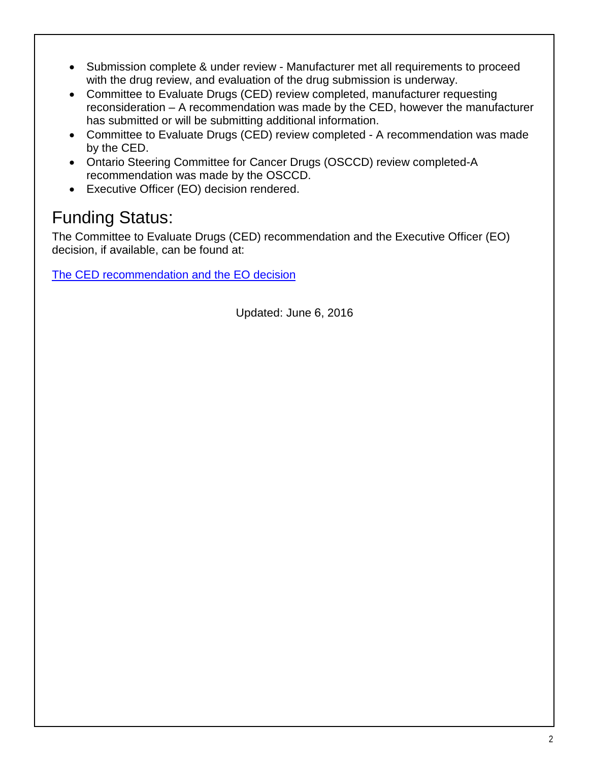- Submission complete & under review - Manufacturer met all requirements to proceed with the drug review, and evaluation of the drug submission is underway.
- Committee to Evaluate Drugs (CED) review completed, manufacturer requesting reconsideration – A recommendation was made by the CED, however the manufacturer has submitted or will be submitting additional information.
- Committee to Evaluate Drugs (CED) review completed - A recommendation was made by the CED.
- Ontario Steering Committee for Cancer Drugs (OSCCD) review completed-A recommendation was made by the OSCCD.
- Executive Officer (EO) decision rendered.

## Funding Status:

The Committee to Evaluate Drugs (CED) recommendation and the Executive Officer (EO) decision, if available, can be found at:

The CED recommendation and the EO decision

Updated: June 6, 2016